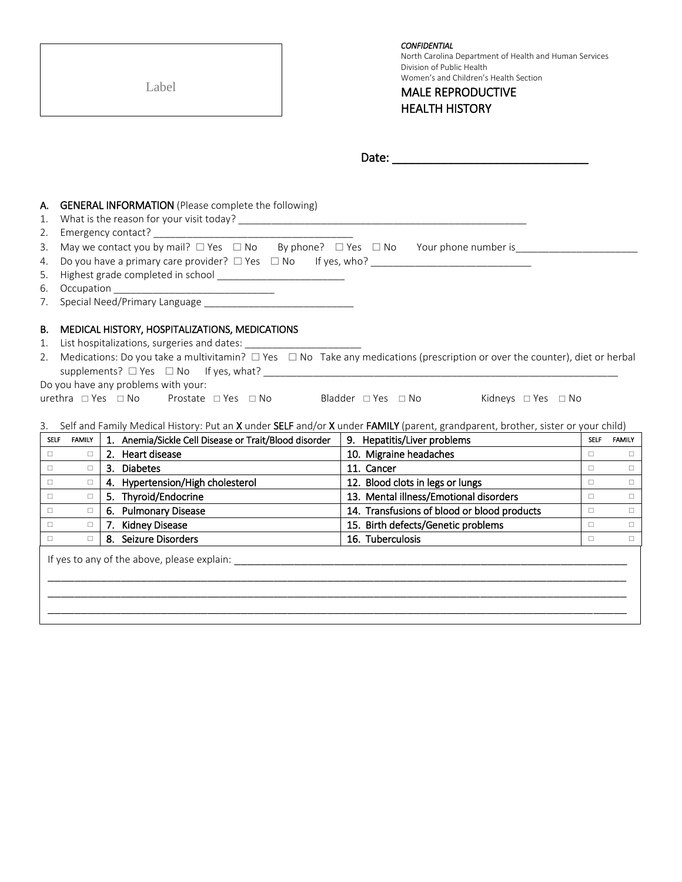Label

*CONFIDENTIAL*
North Carolina Department of Health and Human Services
Division of Public Health
Women's and Children's Health Section

# MALE REPRODUCTIVE HEALTH HISTORY

Date: ______________________________

## A. GENERAL INFORMATION (Please complete the following)

1. What is the reason for your visit today? ____________________________________________________
2. Emergency contact? ___________________________________
3. May we contact you by mail? ☐ Yes ☐ No By phone? ☐ Yes ☐ No Your phone number is_____________________
4. Do you have a primary care provider? ☐ Yes ☐ No If yes, who? ____________________________
5. Highest grade completed in school _______________________
6. Occupation _____________________________
7. Special Need/Primary Language ___________________________

## B. MEDICAL HISTORY, HOSPITALIZATIONS, MEDICATIONS

1. List hospitalizations, surgeries and dates: _____________________
2. Medications: Do you take a multivitamin? ☐ Yes ☐ No Take any medications (prescription or over the counter), diet or herbal supplements? ☐ Yes ☐ No If yes, what? _________________________________________________________________

Do you have any problems with your:
urethra ☐ Yes ☐ No Prostate ☐ Yes ☐ No Bladder ☐ Yes ☐ No Kidneys ☐ Yes ☐ No

3. Self and Family Medical History: Put an **X** under **SELF** and/or **X** under **FAMILY** (parent, grandparent, brother, sister or your child)

| SELF | FAMILY | Condition | Condition | SELF | FAMILY |
|---|---|---|---|---|---|
| ☐ | ☐ | 1. Anemia/Sickle Cell Disease or Trait/Blood disorder | 9. Hepatitis/Liver problems | ☐ | ☐ |
| ☐ | ☐ | 2. Heart disease | 10. Migraine headaches | ☐ | ☐ |
| ☐ | ☐ | 3. Diabetes | 11. Cancer | ☐ | ☐ |
| ☐ | ☐ | 4. Hypertension/High cholesterol | 12. Blood clots in legs or lungs | ☐ | ☐ |
| ☐ | ☐ | 5. Thyroid/Endocrine | 13. Mental illness/Emotional disorders | ☐ | ☐ |
| ☐ | ☐ | 6. Pulmonary Disease | 14. Transfusions of blood or blood products | ☐ | ☐ |
| ☐ | ☐ | 7. Kidney Disease | 15. Birth defects/Genetic problems | ☐ | ☐ |
| ☐ | ☐ | 8. Seizure Disorders | 16. Tuberculosis | ☐ | ☐ |

If yes to any of the above, please explain: ______________________________________________________________________
______________________________________________________________________________________________
______________________________________________________________________________________________
______________________________________________________________________________________________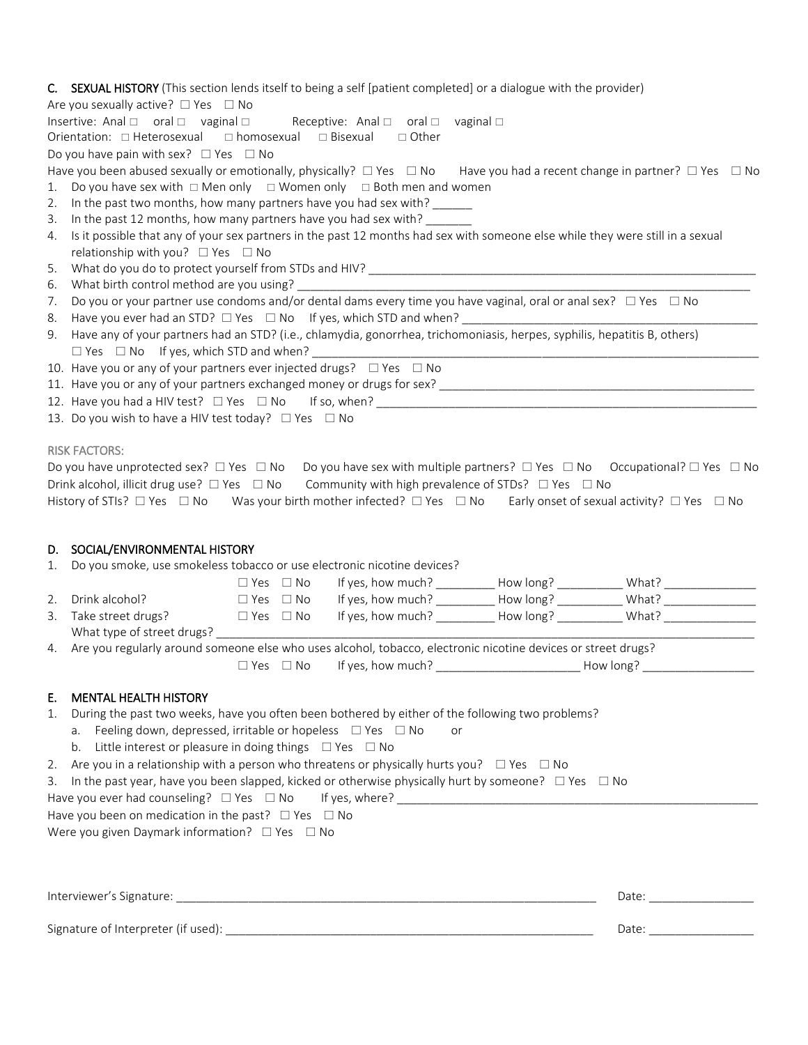## C. SEXUAL HISTORY (This section lends itself to being a self [patient completed] or a dialogue with the provider)

Are you sexually active? ☐ Yes ☐ No

Insertive: Anal ☐ oral ☐ vaginal ☐ Receptive: Anal ☐ oral ☐ vaginal ☐

Orientation: ☐ Heterosexual ☐ homosexual ☐ Bisexual ☐ Other

Do you have pain with sex? ☐ Yes ☐ No

Have you been abused sexually or emotionally, physically? ☐ Yes ☐ No Have you had a recent change in partner? ☐ Yes ☐ No

1. Do you have sex with ☐ Men only ☐ Women only ☐ Both men and women
2. In the past two months, how many partners have you had sex with? ______
3. In the past 12 months, how many partners have you had sex with? _______
4. Is it possible that any of your sex partners in the past 12 months had sex with someone else while they were still in a sexual relationship with you? ☐ Yes ☐ No
5. What do you do to protect yourself from STDs and HIV? ______________________________
6. What birth control method are you using? ______________________________
7. Do you or your partner use condoms and/or dental dams every time you have vaginal, oral or anal sex? ☐ Yes ☐ No
8. Have you ever had an STD? ☐ Yes ☐ No If yes, which STD and when? ______________________________
9. Have any of your partners had an STD? (i.e., chlamydia, gonorrhea, trichomoniasis, herpes, syphilis, hepatitis B, others) ☐ Yes ☐ No If yes, which STD and when? ______________________________
10. Have you or any of your partners ever injected drugs? ☐ Yes ☐ No
11. Have you or any of your partners exchanged money or drugs for sex? ______________________________
12. Have you had a HIV test? ☐ Yes ☐ No If so, when? ______________________________
13. Do you wish to have a HIV test today? ☐ Yes ☐ No

RISK FACTORS:

Do you have unprotected sex? ☐ Yes ☐ No Do you have sex with multiple partners? ☐ Yes ☐ No Occupational? ☐ Yes ☐ No

Drink alcohol, illicit drug use? ☐ Yes ☐ No Community with high prevalence of STDs? ☐ Yes ☐ No

History of STIs? ☐ Yes ☐ No Was your birth mother infected? ☐ Yes ☐ No Early onset of sexual activity? ☐ Yes ☐ No

## D. SOCIAL/ENVIRONMENTAL HISTORY

1. Do you smoke, use smokeless tobacco or use electronic nicotine devices?
   ☐ Yes ☐ No If yes, how much? _________ How long? __________ What? ______________
2. Drink alcohol? ☐ Yes ☐ No If yes, how much? _________ How long? __________ What? ______________
3. Take street drugs? ☐ Yes ☐ No If yes, how much? _________ How long? __________ What? ______________
   What type of street drugs? ______________________________
4. Are you regularly around someone else who uses alcohol, tobacco, electronic nicotine devices or street drugs?
   ☐ Yes ☐ No If yes, how much? _____________________ How long? _________________

## E. MENTAL HEALTH HISTORY

1. During the past two weeks, have you often been bothered by either of the following two problems?
   a. Feeling down, depressed, irritable or hopeless ☐ Yes ☐ No or
   b. Little interest or pleasure in doing things ☐ Yes ☐ No
2. Are you in a relationship with a person who threatens or physically hurts you? ☐ Yes ☐ No
3. In the past year, have you been slapped, kicked or otherwise physically hurt by someone? ☐ Yes ☐ No

Have you ever had counseling? ☐ Yes ☐ No If yes, where? ______________________________

Have you been on medication in the past? ☐ Yes ☐ No

Were you given Daymark information? ☐ Yes ☐ No

Interviewer's Signature: ______________________________ Date: ________________

Signature of Interpreter (if used): ______________________________ Date: ________________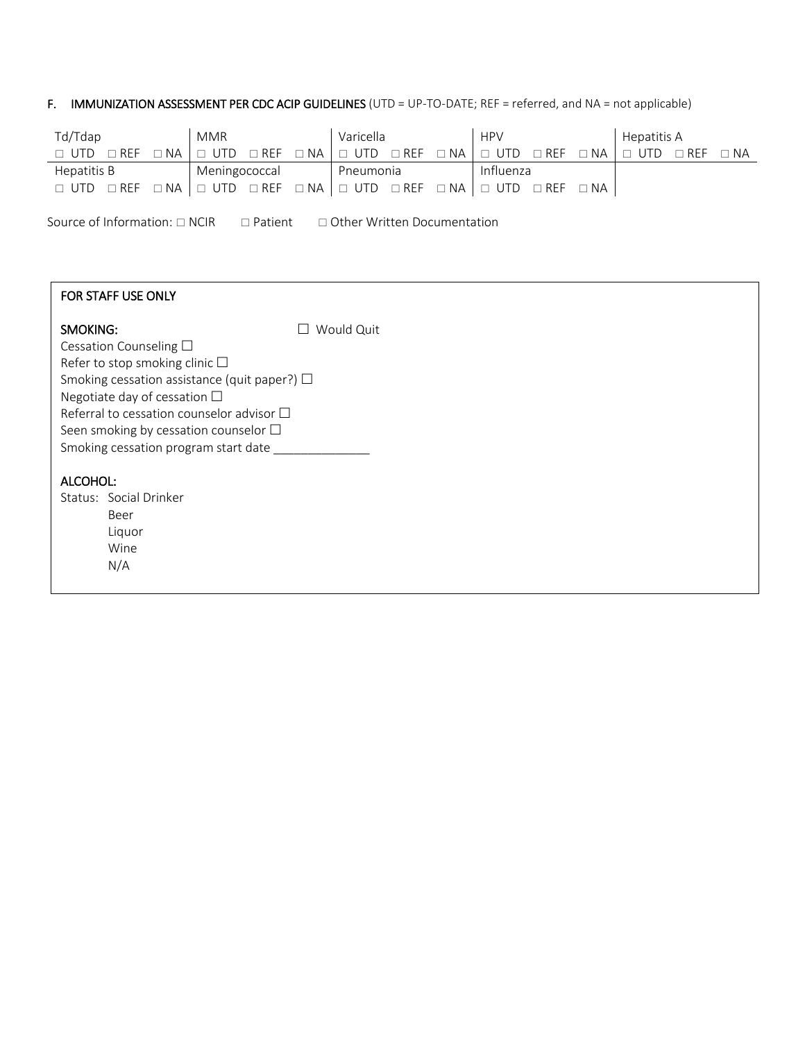## F. IMMUNIZATION ASSESSMENT PER CDC ACIP GUIDELINES (UTD = UP-TO-DATE; REF = referred, and NA = not applicable)

| | | | | |
|---|---|---|---|---|
| Td/Tdap<br>□ UTD □ REF □ NA | MMR<br>□ UTD □ REF □ NA | Varicella<br>□ UTD □ REF □ NA | HPV<br>□ UTD □ REF □ NA | Hepatitis A<br>□ UTD □ REF □ NA |
| Hepatitis B<br>□ UTD □ REF □ NA | Meningococcal<br>□ UTD □ REF □ NA | Pneumonia<br>□ UTD □ REF □ NA | Influenza<br>□ UTD □ REF □ NA | |

Source of Information: □ NCIR □ Patient □ Other Written Documentation

### FOR STAFF USE ONLY

**SMOKING:** ☐ Would Quit

Cessation Counseling ☐

Refer to stop smoking clinic ☐

Smoking cessation assistance (quit paper?) ☐

Negotiate day of cessation ☐

Referral to cessation counselor advisor ☐

Seen smoking by cessation counselor ☐

Smoking cessation program start date ______________

**ALCOHOL:**

Status: Social Drinker
- Beer
- Liquor
- Wine
- N/A